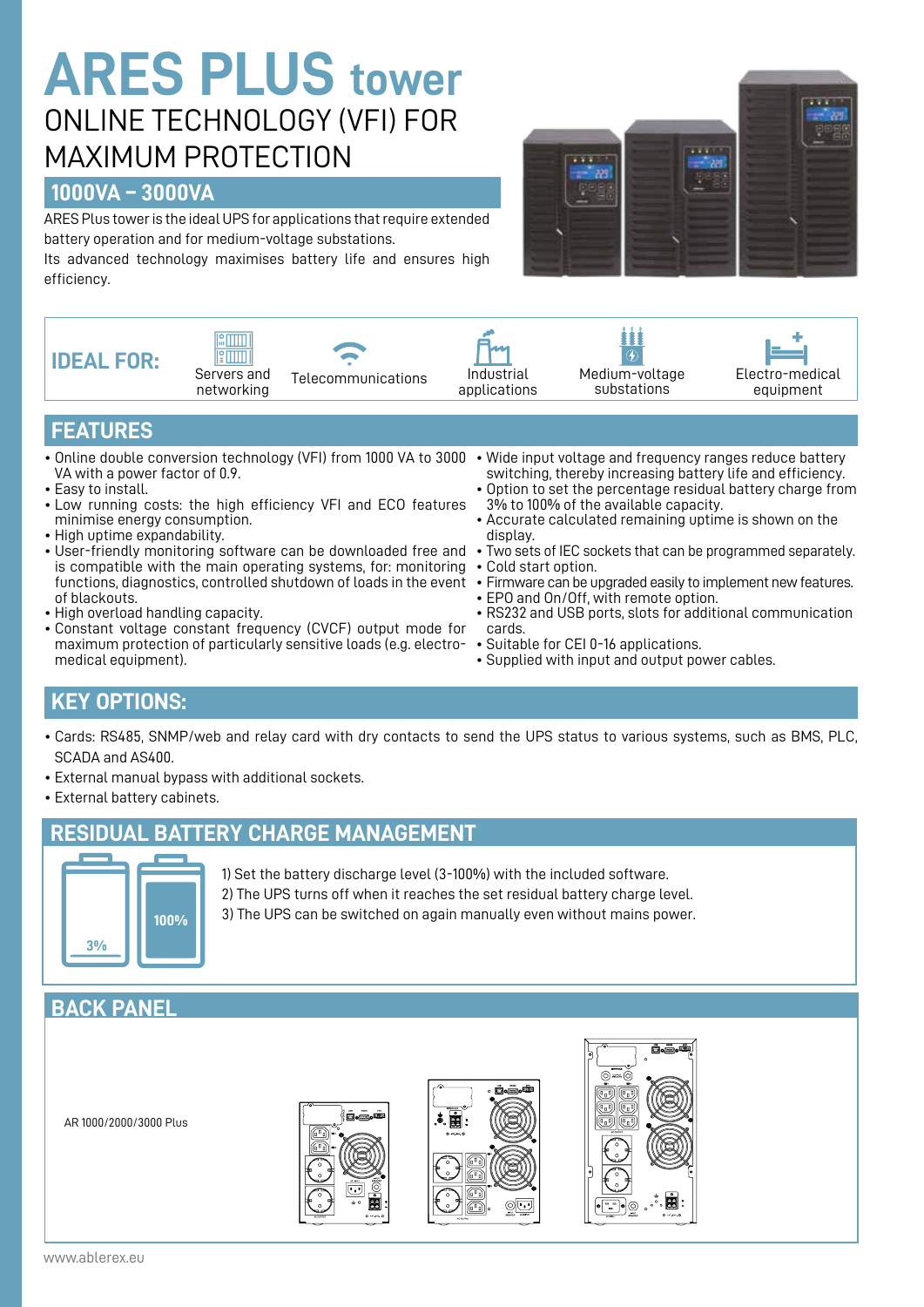# ARES PLUS tower

## ONLINE TECHNOLOGY (VFI) FOR MAXIMUM PROTECTION

### 1000VA – 3000VA

ARES Plus tower is the ideal UPS for applications that require extended battery operation and for medium-voltage substations.
Its advanced technology maximises battery life and ensures high efficiency.

**IDEAL FOR:** Servers and networking · Telecommunications · Industrial applications · Medium-voltage substations · Electro-medical equipment

## FEATURES

- Online double conversion technology (VFI) from 1000 VA to 3000 VA with a power factor of 0.9.
- Easy to install.
- Low running costs: the high efficiency VFI and ECO features minimise energy consumption.
- High uptime expandability.
- User-friendly monitoring software can be downloaded free and is compatible with the main operating systems, for: monitoring functions, diagnostics, controlled shutdown of loads in the event of blackouts.
- High overload handling capacity.
- Constant voltage constant frequency (CVCF) output mode for maximum protection of particularly sensitive loads (e.g. electro-medical equipment).
- Wide input voltage and frequency ranges reduce battery switching, thereby increasing battery life and efficiency.
- Option to set the percentage residual battery charge from 3% to 100% of the available capacity.
- Accurate calculated remaining uptime is shown on the display.
- Two sets of IEC sockets that can be programmed separately.
- Cold start option.
- Firmware can be upgraded easily to implement new features.
- EPO and On/Off, with remote option.
- RS232 and USB ports, slots for additional communication cards.
- Suitable for CEI 0-16 applications.
- Supplied with input and output power cables.

## KEY OPTIONS:

- Cards: RS485, SNMP/web and relay card with dry contacts to send the UPS status to various systems, such as BMS, PLC, SCADA and AS400.
- External manual bypass with additional sockets.
- External battery cabinets.

## RESIDUAL BATTERY CHARGE MANAGEMENT

3% 100%

1) Set the battery discharge level (3-100%) with the included software.
2) The UPS turns off when it reaches the set residual battery charge level.
3) The UPS can be switched on again manually even without mains power.

## BACK PANEL

AR 1000/2000/3000 Plus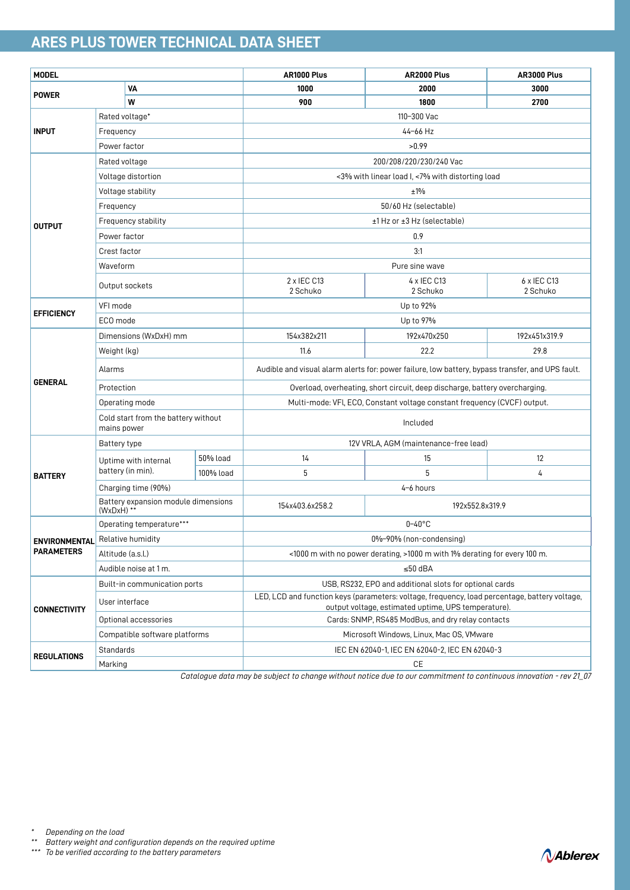## ARES PLUS TOWER TECHNICAL DATA SHEET

| MODEL | | | AR1000 Plus | AR2000 Plus | AR3000 Plus |
|---|---|---|---|---|---|
| POWER | VA | | 1000 | 2000 | 3000 |
| | W | | 900 | 1800 | 2700 |
| INPUT | Rated voltage* | | 110–300 Vac | | |
| | Frequency | | 44–66 Hz | | |
| | Power factor | | >0.99 | | |
| OUTPUT | Rated voltage | | 200/208/220/230/240 Vac | | |
| | Voltage distortion | | <3% with linear load I, <7% with distorting load | | |
| | Voltage stability | | ±1% | | |
| | Frequency | | 50/60 Hz (selectable) | | |
| | Frequency stability | | ±1 Hz or ±3 Hz (selectable) | | |
| | Power factor | | 0.9 | | |
| | Crest factor | | 3:1 | | |
| | Waveform | | Pure sine wave | | |
| | Output sockets | | 2 x IEC C13 2 Schuko | 4 x IEC C13 2 Schuko | 6 x IEC C13 2 Schuko |
| EFFICIENCY | VFI mode | | Up to 92% | | |
| | ECO mode | | Up to 97% | | |
| GENERAL | Dimensions (WxDxH) mm | | 154x382x211 | 192x470x250 | 192x451x319.9 |
| | Weight (kg) | | 11.6 | 22.2 | 29.8 |
| | Alarms | | Audible and visual alarm alerts for: power failure, low battery, bypass transfer, and UPS fault. | | |
| | Protection | | Overload, overheating, short circuit, deep discharge, battery overcharging. | | |
| | Operating mode | | Multi-mode: VFI, ECO, Constant voltage constant frequency (CVCF) output. | | |
| | Cold start from the battery without mains power | | Included | | |
| BATTERY | Battery type | | 12V VRLA, AGM (maintenance-free lead) | | |
| | Uptime with internal battery (in min). | 50% load | 14 | 15 | 12 |
| | | 100% load | 5 | 5 | 4 |
| | Charging time (90%) | | 4–6 hours | | |
| | Battery expansion module dimensions (WxDxH) ** | | 154x403.6x258.2 | 192x552.8x319.9 | |
| ENVIRONMENTAL PARAMETERS | Operating temperature*** | | 0–40°C | | |
| | Relative humidity | | 0%–90% (non-condensing) | | |
| | Altitude (a.s.l.) | | <1000 m with no power derating, >1000 m with 1% derating for every 100 m. | | |
| | Audible noise at 1 m. | | ≤50 dBA | | |
| CONNECTIVITY | Built-in communication ports | | USB, RS232, EPO and additional slots for optional cards | | |
| | User interface | | LED, LCD and function keys (parameters: voltage, frequency, load percentage, battery voltage, output voltage, estimated uptime, UPS temperature). | | |
| | Optional accessories | | Cards: SNMP, RS485 ModBus, and dry relay contacts | | |
| | Compatible software platforms | | Microsoft Windows, Linux, Mac OS, VMware | | |
| REGULATIONS | Standards | | IEC EN 62040-1, IEC EN 62040-2, IEC EN 62040-3 | | |
| | Marking | | CE | | |

*Catalogue data may be subject to change without notice due to our commitment to continuous innovation - rev 21_07*

\* *Depending on the load*
\*\* *Battery weight and configuration depends on the required uptime*
\*\*\* *To be verified according to the battery parameters*

Ablerex